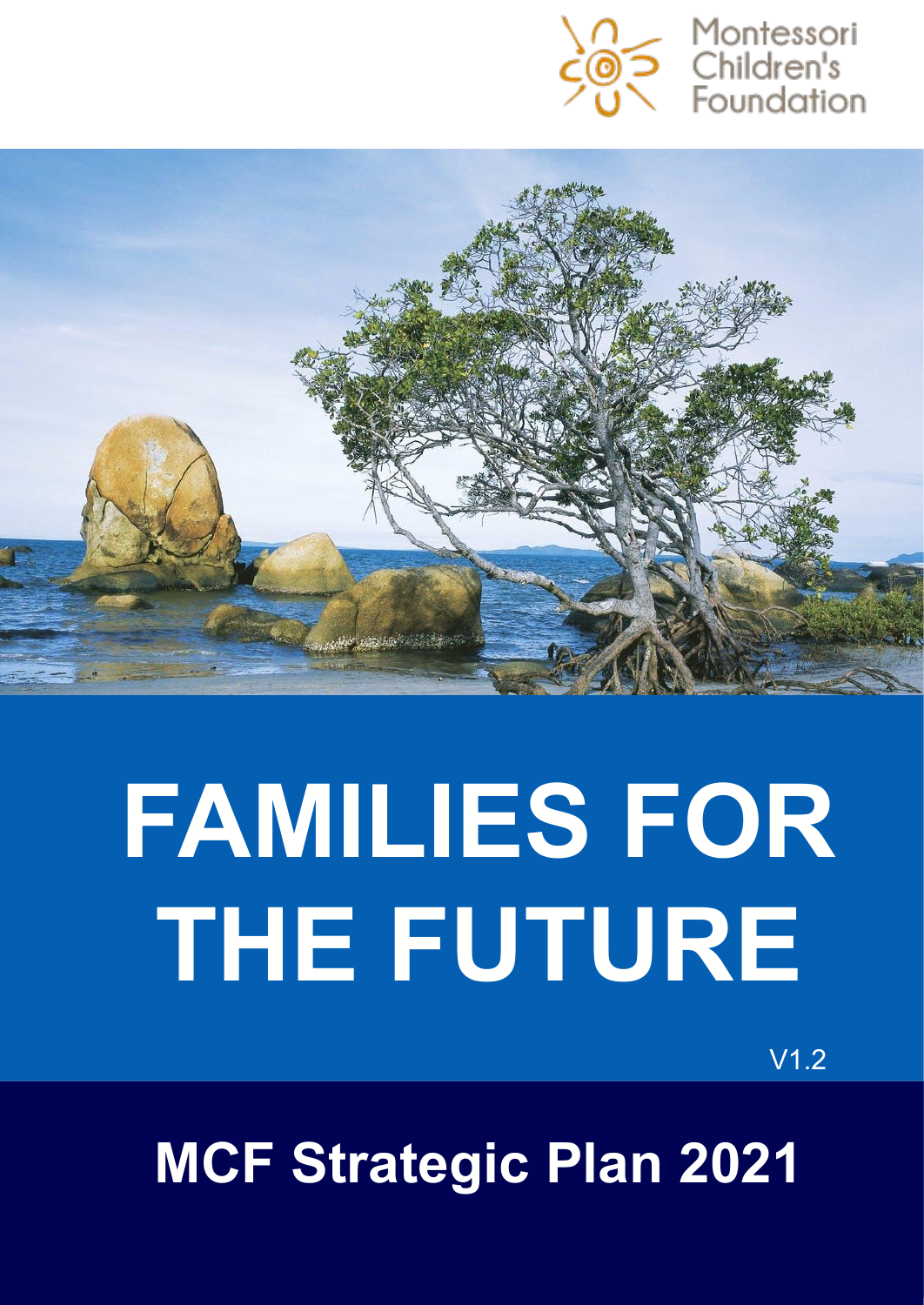Montessori Children's Foundation

# FAMILIES FOR THE FUTURE

V1.2

## MCF Strategic Plan 2021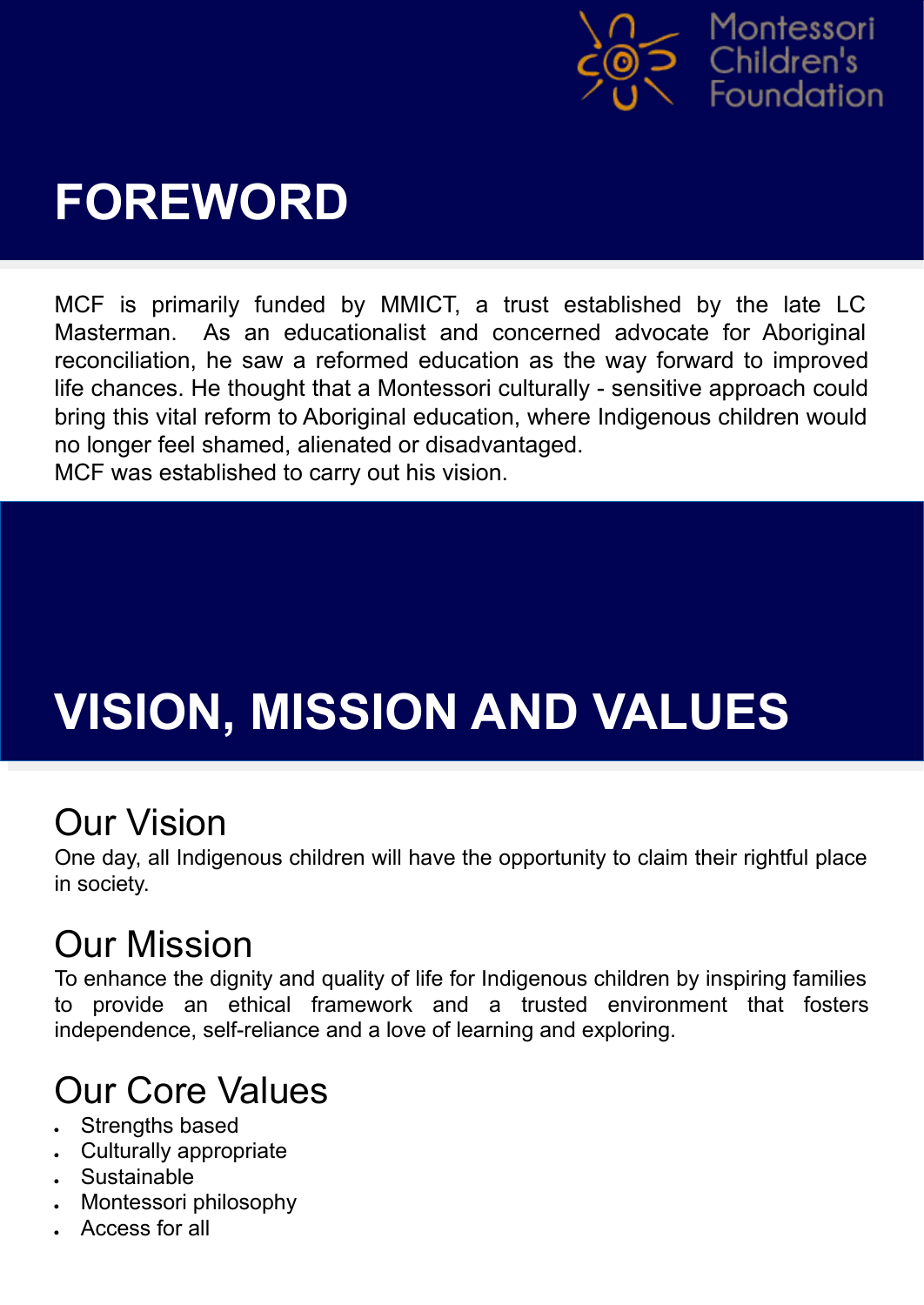# FOREWORD

MCF is primarily funded by MMICT, a trust established by the late LC Masterman. As an educationalist and concerned advocate for Aboriginal reconciliation, he saw a reformed education as the way forward to improved life chances. He thought that a Montessori culturally - sensitive approach could bring this vital reform to Aboriginal education, where Indigenous children would no longer feel shamed, alienated or disadvantaged.

MCF was established to carry out his vision.

# VISION, MISSION AND VALUES

## Our Vision

One day, all Indigenous children will have the opportunity to claim their rightful place in society.

## Our Mission

To enhance the dignity and quality of life for Indigenous children by inspiring families to provide an ethical framework and a trusted environment that fosters independence, self-reliance and a love of learning and exploring.

## Our Core Values

- Strengths based
- Culturally appropriate
- Sustainable
- Montessori philosophy
- Access for all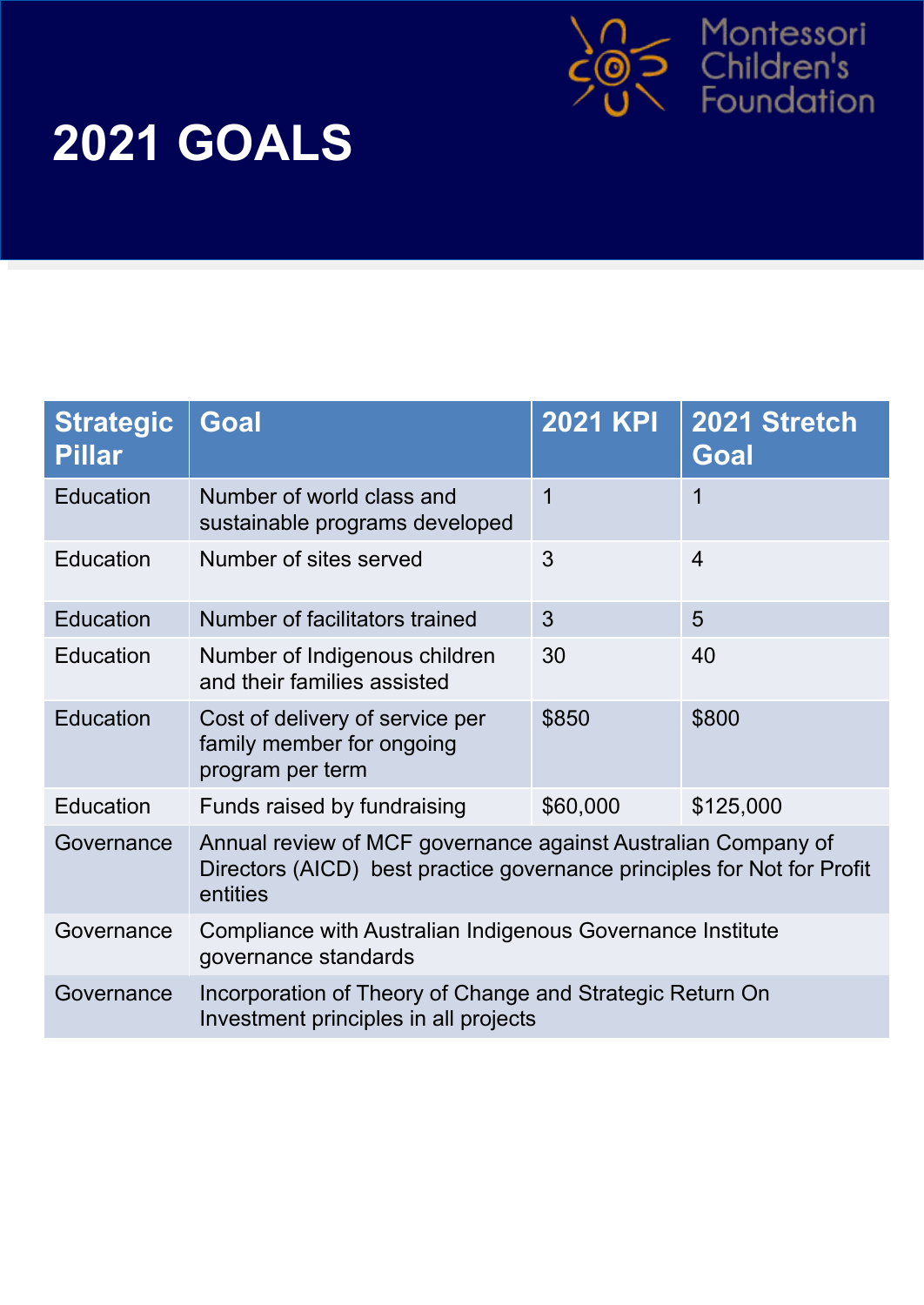# 2021 GOALS

Montessori Children's Foundation

| Strategic Pillar | Goal | 2021 KPI | 2021 Stretch Goal |
|---|---|---|---|
| Education | Number of world class and sustainable programs developed | 1 | 1 |
| Education | Number of sites served | 3 | 4 |
| Education | Number of facilitators trained | 3 | 5 |
| Education | Number of Indigenous children and their families assisted | 30 | 40 |
| Education | Cost of delivery of service per family member for ongoing program per term | $850 | $800 |
| Education | Funds raised by fundraising | $60,000 | $125,000 |
| Governance | Annual review of MCF governance against Australian Company of Directors (AICD) best practice governance principles for Not for Profit entities | | |
| Governance | Compliance with Australian Indigenous Governance Institute governance standards | | |
| Governance | Incorporation of Theory of Change and Strategic Return On Investment principles in all projects | | |